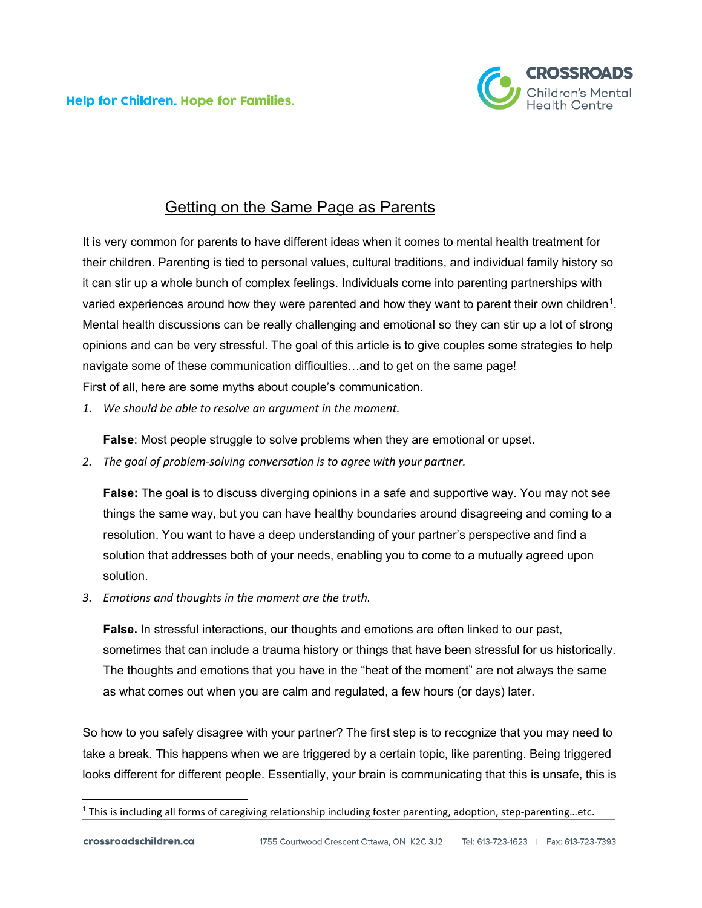# Getting on the Same Page as Parents

It is very common for parents to have different ideas when it comes to mental health treatment for their children. Parenting is tied to personal values, cultural traditions, and individual family history so it can stir up a whole bunch of complex feelings. Individuals come into parenting partnerships with varied experiences around how they were parented and how they want to parent their own children[1]. Mental health discussions can be really challenging and emotional so they can stir up a lot of strong opinions and can be very stressful. The goal of this article is to give couples some strategies to help navigate some of these communication difficulties…and to get on the same page!

First of all, here are some myths about couple's communication.

1. *We should be able to resolve an argument in the moment.*

   **False**: Most people struggle to solve problems when they are emotional or upset.

2. *The goal of problem-solving conversation is to agree with your partner.*

   **False:** The goal is to discuss diverging opinions in a safe and supportive way. You may not see things the same way, but you can have healthy boundaries around disagreeing and coming to a resolution. You want to have a deep understanding of your partner's perspective and find a solution that addresses both of your needs, enabling you to come to a mutually agreed upon solution.

3. *Emotions and thoughts in the moment are the truth.*

   **False.** In stressful interactions, our thoughts and emotions are often linked to our past, sometimes that can include a trauma history or things that have been stressful for us historically. The thoughts and emotions that you have in the "heat of the moment" are not always the same as what comes out when you are calm and regulated, a few hours (or days) later.

So how to you safely disagree with your partner? The first step is to recognize that you may need to take a break. This happens when we are triggered by a certain topic, like parenting. Being triggered looks different for different people. Essentially, your brain is communicating that this is unsafe, this is

---

[1] This is including all forms of caregiving relationship including foster parenting, adoption, step-parenting…etc.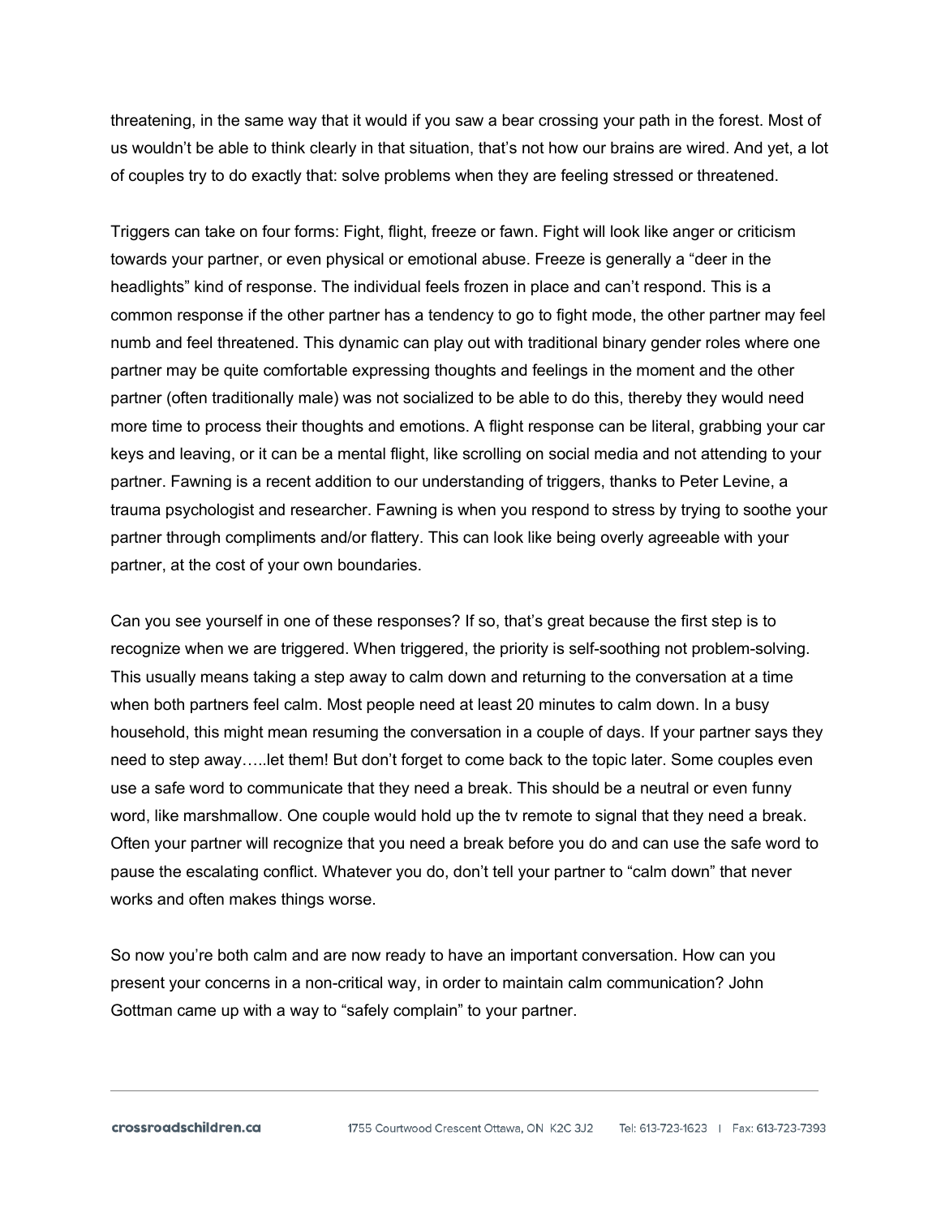threatening, in the same way that it would if you saw a bear crossing your path in the forest. Most of us wouldn't be able to think clearly in that situation, that's not how our brains are wired. And yet, a lot of couples try to do exactly that: solve problems when they are feeling stressed or threatened.

Triggers can take on four forms: Fight, flight, freeze or fawn. Fight will look like anger or criticism towards your partner, or even physical or emotional abuse. Freeze is generally a "deer in the headlights" kind of response. The individual feels frozen in place and can't respond. This is a common response if the other partner has a tendency to go to fight mode, the other partner may feel numb and feel threatened. This dynamic can play out with traditional binary gender roles where one partner may be quite comfortable expressing thoughts and feelings in the moment and the other partner (often traditionally male) was not socialized to be able to do this, thereby they would need more time to process their thoughts and emotions. A flight response can be literal, grabbing your car keys and leaving, or it can be a mental flight, like scrolling on social media and not attending to your partner. Fawning is a recent addition to our understanding of triggers, thanks to Peter Levine, a trauma psychologist and researcher. Fawning is when you respond to stress by trying to soothe your partner through compliments and/or flattery. This can look like being overly agreeable with your partner, at the cost of your own boundaries.

Can you see yourself in one of these responses? If so, that's great because the first step is to recognize when we are triggered. When triggered, the priority is self-soothing not problem-solving. This usually means taking a step away to calm down and returning to the conversation at a time when both partners feel calm. Most people need at least 20 minutes to calm down. In a busy household, this might mean resuming the conversation in a couple of days. If your partner says they need to step away…..let them! But don't forget to come back to the topic later. Some couples even use a safe word to communicate that they need a break. This should be a neutral or even funny word, like marshmallow. One couple would hold up the tv remote to signal that they need a break. Often your partner will recognize that you need a break before you do and can use the safe word to pause the escalating conflict. Whatever you do, don't tell your partner to "calm down" that never works and often makes things worse.

So now you're both calm and are now ready to have an important conversation. How can you present your concerns in a non-critical way, in order to maintain calm communication? John Gottman came up with a way to "safely complain" to your partner.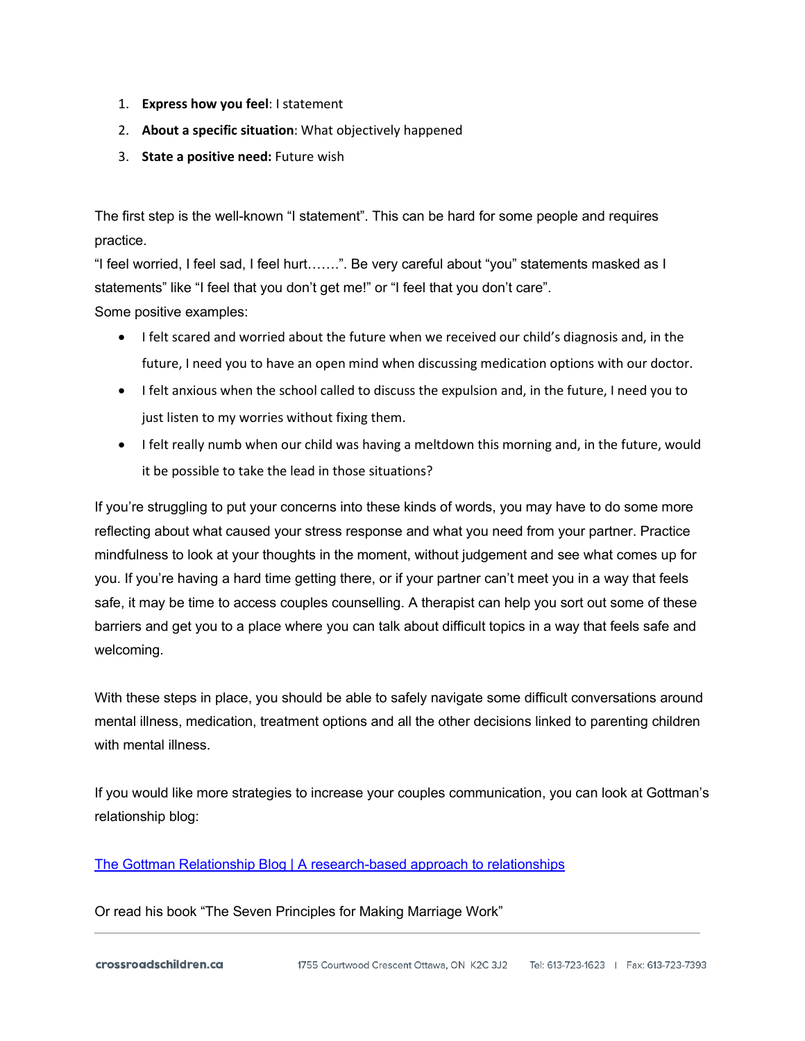1. **Express how you feel**: I statement
2. **About a specific situation**: What objectively happened
3. **State a positive need:** Future wish

The first step is the well-known "I statement". This can be hard for some people and requires practice.
"I feel worried, I feel sad, I feel hurt…….". Be very careful about "you" statements masked as I statements" like "I feel that you don't get me!" or "I feel that you don't care".
Some positive examples:

- I felt scared and worried about the future when we received our child's diagnosis and, in the future, I need you to have an open mind when discussing medication options with our doctor.
- I felt anxious when the school called to discuss the expulsion and, in the future, I need you to just listen to my worries without fixing them.
- I felt really numb when our child was having a meltdown this morning and, in the future, would it be possible to take the lead in those situations?

If you're struggling to put your concerns into these kinds of words, you may have to do some more reflecting about what caused your stress response and what you need from your partner. Practice mindfulness to look at your thoughts in the moment, without judgement and see what comes up for you. If you're having a hard time getting there, or if your partner can't meet you in a way that feels safe, it may be time to access couples counselling. A therapist can help you sort out some of these barriers and get you to a place where you can talk about difficult topics in a way that feels safe and welcoming.

With these steps in place, you should be able to safely navigate some difficult conversations around mental illness, medication, treatment options and all the other decisions linked to parenting children with mental illness.

If you would like more strategies to increase your couples communication, you can look at Gottman's relationship blog:

The Gottman Relationship Blog | A research-based approach to relationships

Or read his book "The Seven Principles for Making Marriage Work"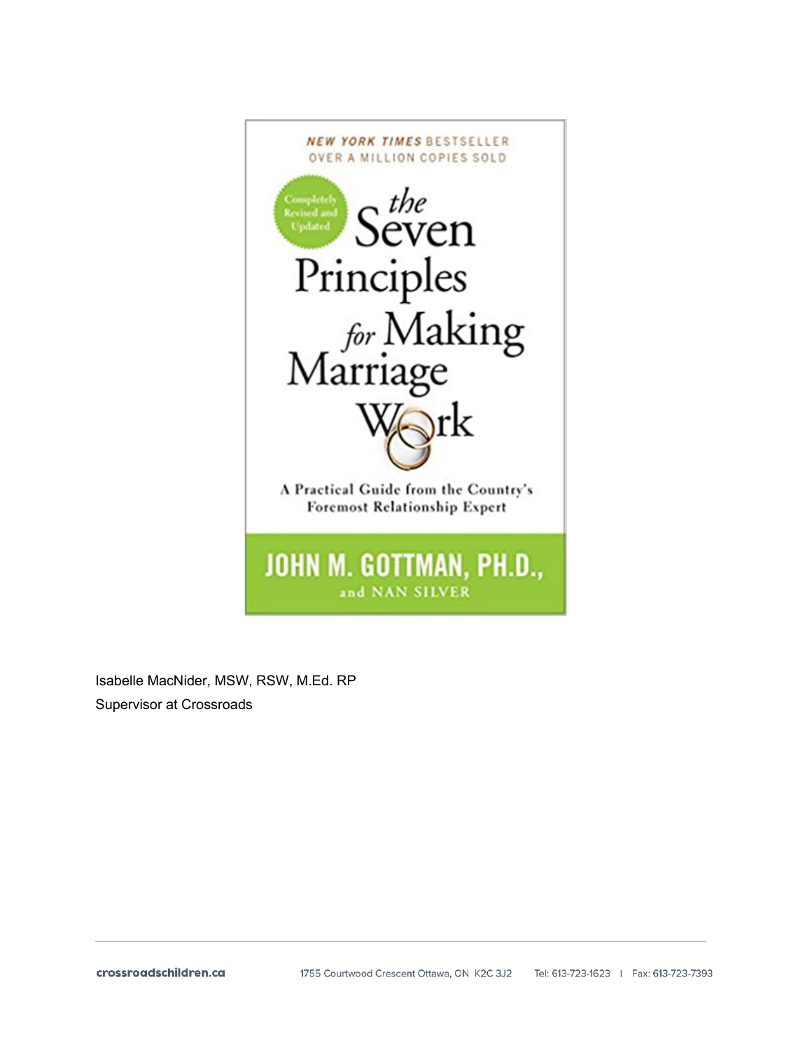NEW YORK TIMES BESTSELLER
OVER A MILLION COPIES SOLD

Completely Revised and Updated

the Seven Principles for Making Marriage Work

A Practical Guide from the Country's Foremost Relationship Expert

JOHN M. GOTTMAN, PH.D., and NAN SILVER

Isabelle MacNider, MSW, RSW, M.Ed. RP
Supervisor at Crossroads